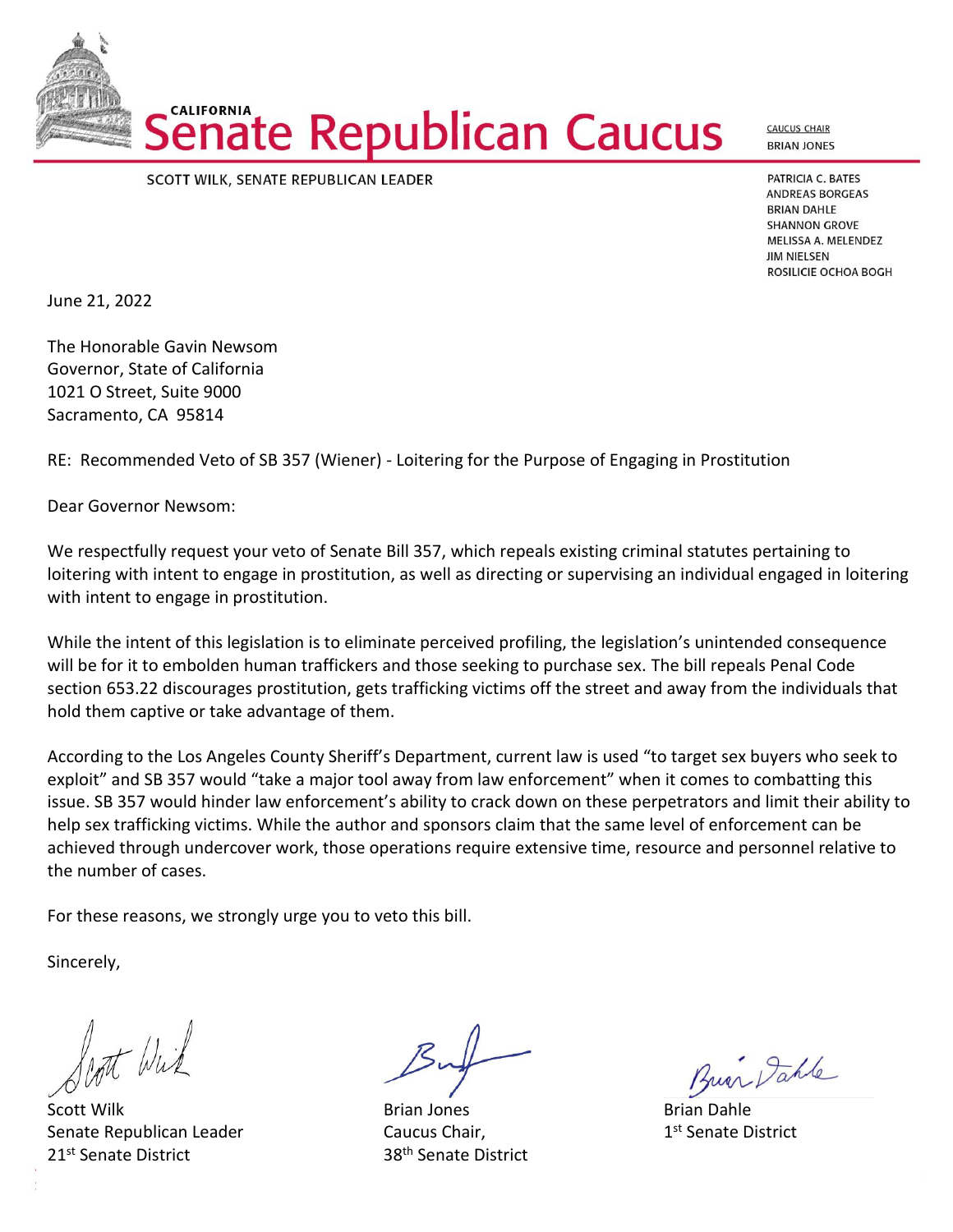# CALIFORNIA Senate Republican Caucus

SCOTT WILK, SENATE REPUBLICAN LEADER

CAUCUS CHAIR
BRIAN JONES

PATRICIA C. BATES
ANDREAS BORGEAS
BRIAN DAHLE
SHANNON GROVE
MELISSA A. MELENDEZ
JIM NIELSEN
ROSILICIE OCHOA BOGH

June 21, 2022

The Honorable Gavin Newsom
Governor, State of California
1021 O Street, Suite 9000
Sacramento, CA 95814

RE: Recommended Veto of SB 357 (Wiener) - Loitering for the Purpose of Engaging in Prostitution

Dear Governor Newsom:

We respectfully request your veto of Senate Bill 357, which repeals existing criminal statutes pertaining to loitering with intent to engage in prostitution, as well as directing or supervising an individual engaged in loitering with intent to engage in prostitution.

While the intent of this legislation is to eliminate perceived profiling, the legislation's unintended consequence will be for it to embolden human traffickers and those seeking to purchase sex. The bill repeals Penal Code section 653.22 discourages prostitution, gets trafficking victims off the street and away from the individuals that hold them captive or take advantage of them.

According to the Los Angeles County Sheriff's Department, current law is used "to target sex buyers who seek to exploit" and SB 357 would "take a major tool away from law enforcement" when it comes to combatting this issue. SB 357 would hinder law enforcement's ability to crack down on these perpetrators and limit their ability to help sex trafficking victims. While the author and sponsors claim that the same level of enforcement can be achieved through undercover work, those operations require extensive time, resource and personnel relative to the number of cases.

For these reasons, we strongly urge you to veto this bill.

Sincerely,

Scott Wilk
Senate Republican Leader
21st Senate District

Brian Jones
Caucus Chair,
38th Senate District

Brian Dahle
1st Senate District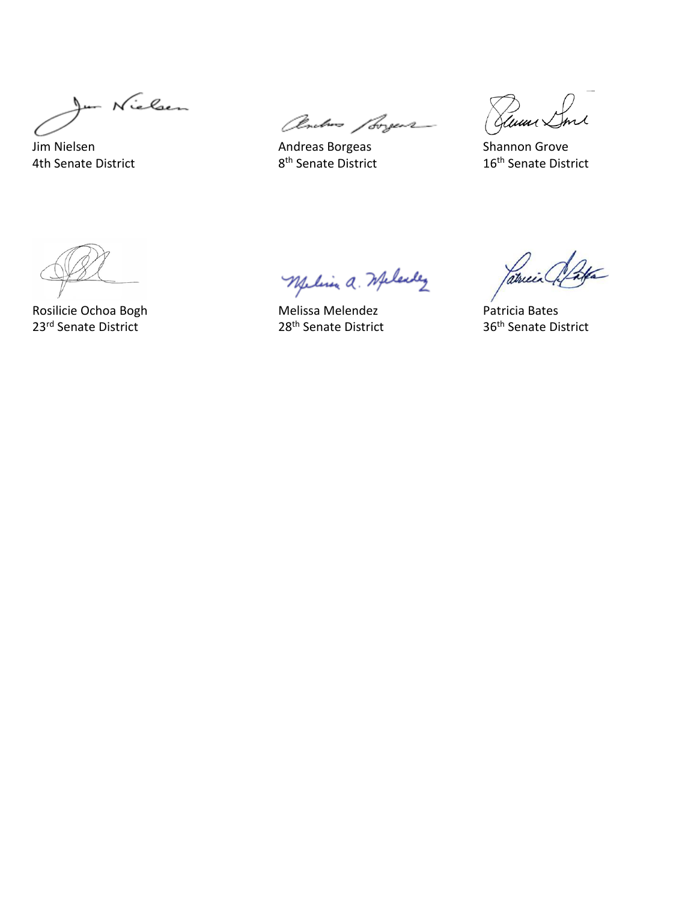Jim Nielsen
4th Senate District

Andreas Borgeas
8th Senate District

Shannon Grove
16th Senate District

Rosilicie Ochoa Bogh
23rd Senate District

Melissa Melendez
28th Senate District

Patricia Bates
36th Senate District